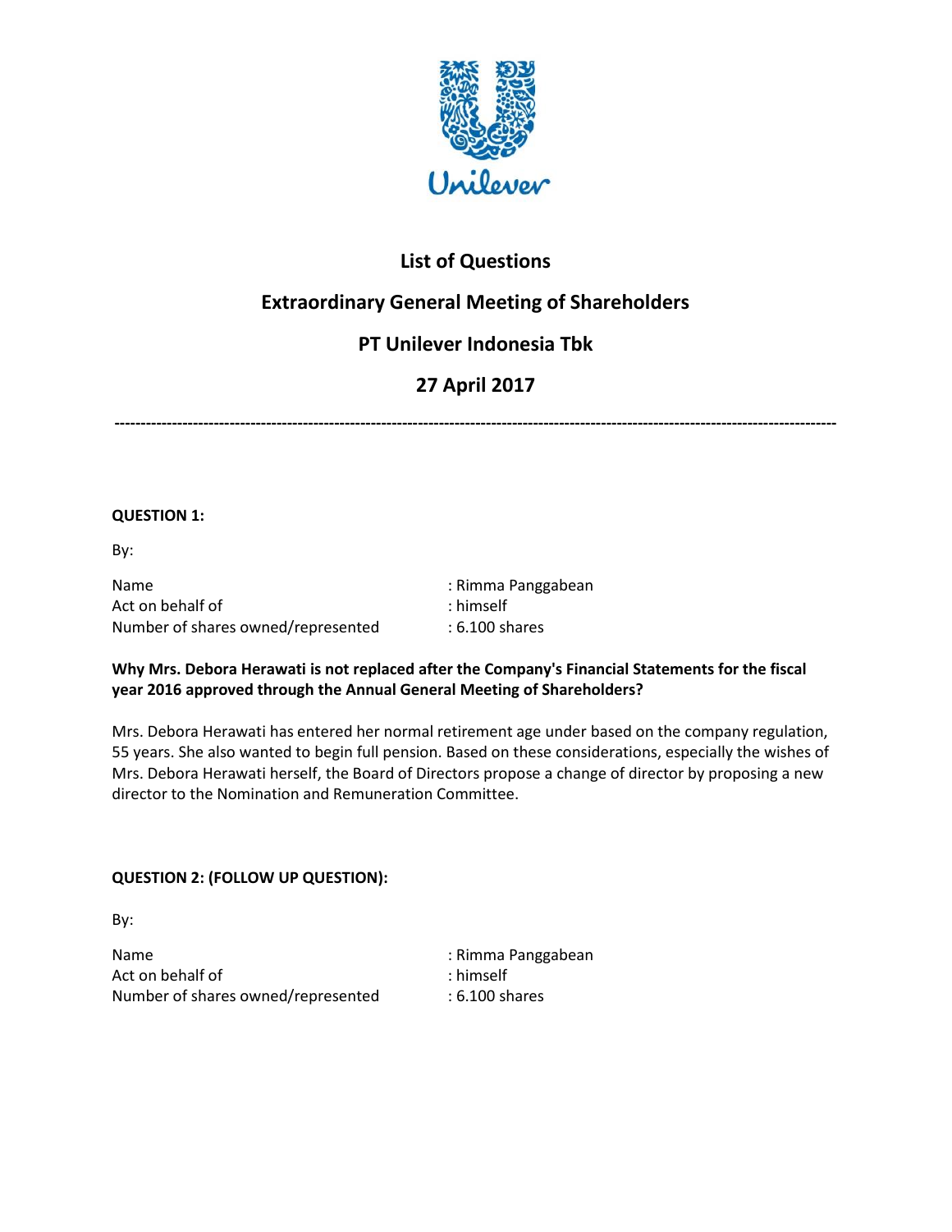# List of Questions

# Extraordinary General Meeting of Shareholders

# PT Unilever Indonesia Tbk

# 27 April 2017

---

**QUESTION 1:**

By:

Name : Rimma Panggabean
Act on behalf of : himself
Number of shares owned/represented : 6.100 shares

**Why Mrs. Debora Herawati is not replaced after the Company's Financial Statements for the fiscal year 2016 approved through the Annual General Meeting of Shareholders?**

Mrs. Debora Herawati has entered her normal retirement age under based on the company regulation, 55 years. She also wanted to begin full pension. Based on these considerations, especially the wishes of Mrs. Debora Herawati herself, the Board of Directors propose a change of director by proposing a new director to the Nomination and Remuneration Committee.

**QUESTION 2: (FOLLOW UP QUESTION):**

By:

Name : Rimma Panggabean
Act on behalf of : himself
Number of shares owned/represented : 6.100 shares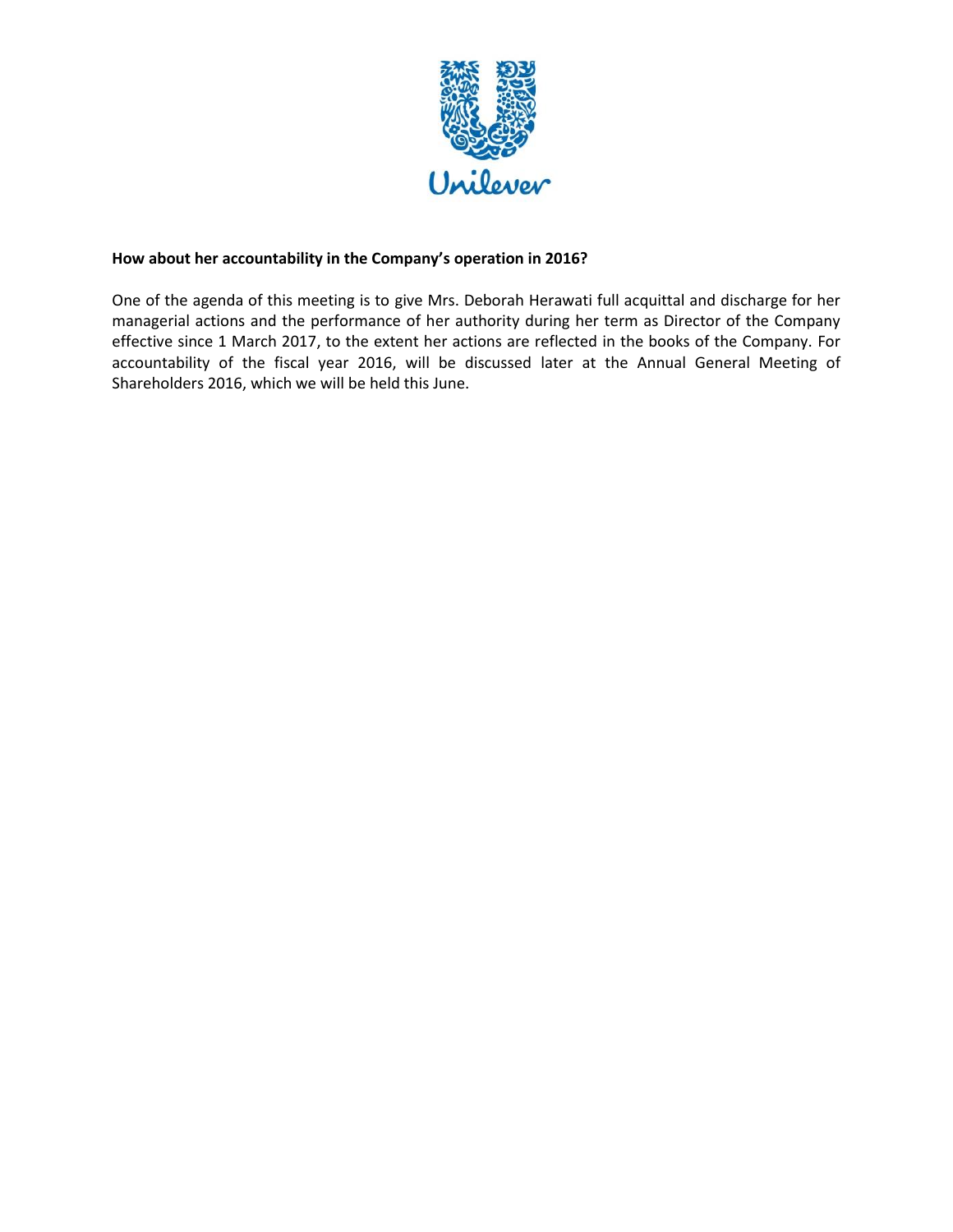**How about her accountability in the Company's operation in 2016?**

One of the agenda of this meeting is to give Mrs. Deborah Herawati full acquittal and discharge for her managerial actions and the performance of her authority during her term as Director of the Company effective since 1 March 2017, to the extent her actions are reflected in the books of the Company. For accountability of the fiscal year 2016, will be discussed later at the Annual General Meeting of Shareholders 2016, which we will be held this June.